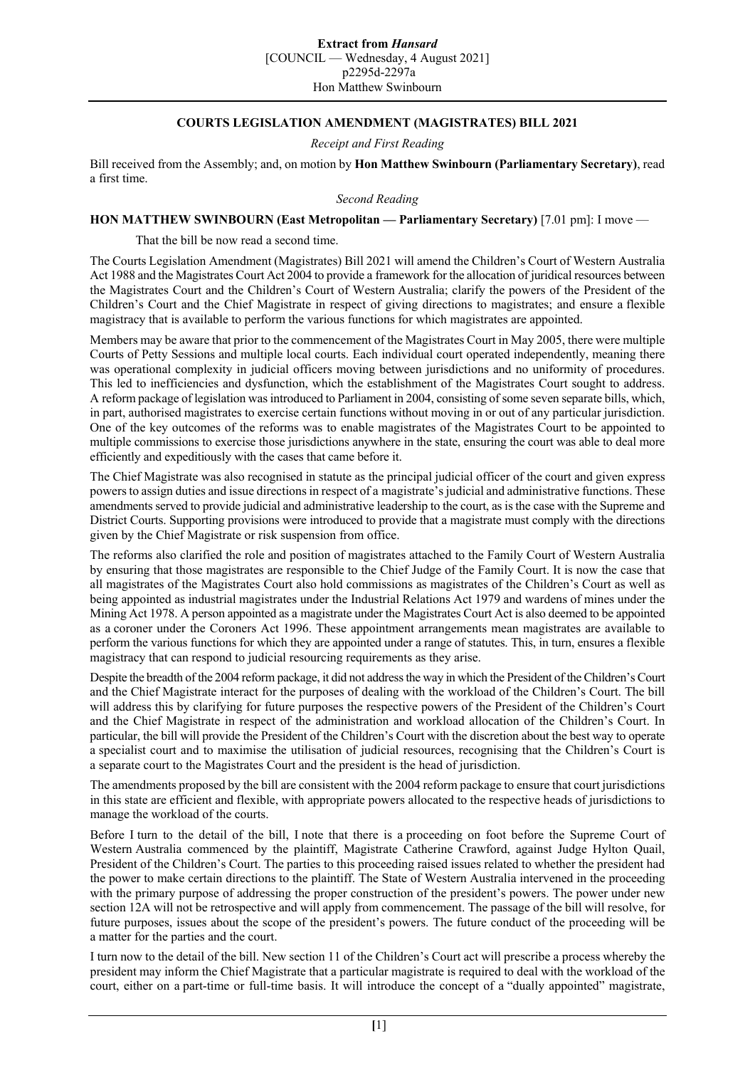# COURTS LEGISLATION AMENDMENT (MAGISTRATES) BILL 2021

*Receipt and First Reading*

Bill received from the Assembly; and, on motion by **Hon Matthew Swinbourn (Parliamentary Secretary)**, read a first time.

*Second Reading*

**HON MATTHEW SWINBOURN (East Metropolitan — Parliamentary Secretary)** [7.01 pm]: I move —

That the bill be now read a second time.

The Courts Legislation Amendment (Magistrates) Bill 2021 will amend the Children's Court of Western Australia Act 1988 and the Magistrates Court Act 2004 to provide a framework for the allocation of juridical resources between the Magistrates Court and the Children's Court of Western Australia; clarify the powers of the President of the Children's Court and the Chief Magistrate in respect of giving directions to magistrates; and ensure a flexible magistracy that is available to perform the various functions for which magistrates are appointed.

Members may be aware that prior to the commencement of the Magistrates Court in May 2005, there were multiple Courts of Petty Sessions and multiple local courts. Each individual court operated independently, meaning there was operational complexity in judicial officers moving between jurisdictions and no uniformity of procedures. This led to inefficiencies and dysfunction, which the establishment of the Magistrates Court sought to address. A reform package of legislation was introduced to Parliament in 2004, consisting of some seven separate bills, which, in part, authorised magistrates to exercise certain functions without moving in or out of any particular jurisdiction. One of the key outcomes of the reforms was to enable magistrates of the Magistrates Court to be appointed to multiple commissions to exercise those jurisdictions anywhere in the state, ensuring the court was able to deal more efficiently and expeditiously with the cases that came before it.

The Chief Magistrate was also recognised in statute as the principal judicial officer of the court and given express powers to assign duties and issue directions in respect of a magistrate's judicial and administrative functions. These amendments served to provide judicial and administrative leadership to the court, as is the case with the Supreme and District Courts. Supporting provisions were introduced to provide that a magistrate must comply with the directions given by the Chief Magistrate or risk suspension from office.

The reforms also clarified the role and position of magistrates attached to the Family Court of Western Australia by ensuring that those magistrates are responsible to the Chief Judge of the Family Court. It is now the case that all magistrates of the Magistrates Court also hold commissions as magistrates of the Children's Court as well as being appointed as industrial magistrates under the Industrial Relations Act 1979 and wardens of mines under the Mining Act 1978. A person appointed as a magistrate under the Magistrates Court Act is also deemed to be appointed as a coroner under the Coroners Act 1996. These appointment arrangements mean magistrates are available to perform the various functions for which they are appointed under a range of statutes. This, in turn, ensures a flexible magistracy that can respond to judicial resourcing requirements as they arise.

Despite the breadth of the 2004 reform package, it did not address the way in which the President of the Children's Court and the Chief Magistrate interact for the purposes of dealing with the workload of the Children's Court. The bill will address this by clarifying for future purposes the respective powers of the President of the Children's Court and the Chief Magistrate in respect of the administration and workload allocation of the Children's Court. In particular, the bill will provide the President of the Children's Court with the discretion about the best way to operate a specialist court and to maximise the utilisation of judicial resources, recognising that the Children's Court is a separate court to the Magistrates Court and the president is the head of jurisdiction.

The amendments proposed by the bill are consistent with the 2004 reform package to ensure that court jurisdictions in this state are efficient and flexible, with appropriate powers allocated to the respective heads of jurisdictions to manage the workload of the courts.

Before I turn to the detail of the bill, I note that there is a proceeding on foot before the Supreme Court of Western Australia commenced by the plaintiff, Magistrate Catherine Crawford, against Judge Hylton Quail, President of the Children's Court. The parties to this proceeding raised issues related to whether the president had the power to make certain directions to the plaintiff. The State of Western Australia intervened in the proceeding with the primary purpose of addressing the proper construction of the president's powers. The power under new section 12A will not be retrospective and will apply from commencement. The passage of the bill will resolve, for future purposes, issues about the scope of the president's powers. The future conduct of the proceeding will be a matter for the parties and the court.

I turn now to the detail of the bill. New section 11 of the Children's Court act will prescribe a process whereby the president may inform the Chief Magistrate that a particular magistrate is required to deal with the workload of the court, either on a part-time or full-time basis. It will introduce the concept of a "dually appointed" magistrate,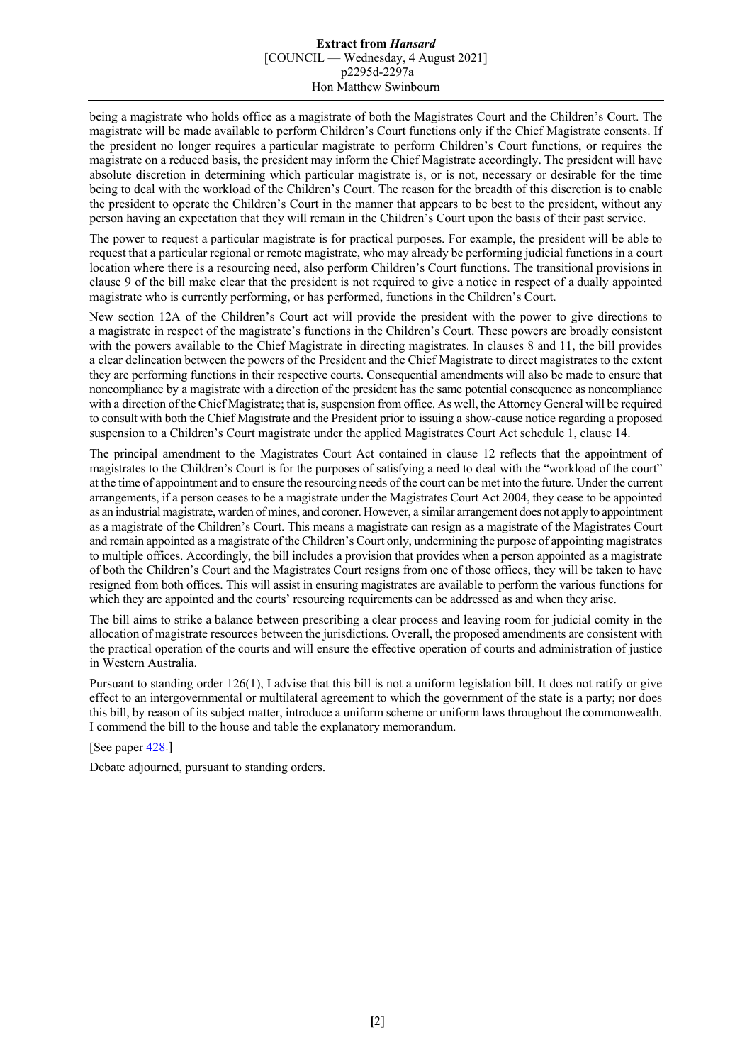being a magistrate who holds office as a magistrate of both the Magistrates Court and the Children's Court. The magistrate will be made available to perform Children's Court functions only if the Chief Magistrate consents. If the president no longer requires a particular magistrate to perform Children's Court functions, or requires the magistrate on a reduced basis, the president may inform the Chief Magistrate accordingly. The president will have absolute discretion in determining which particular magistrate is, or is not, necessary or desirable for the time being to deal with the workload of the Children's Court. The reason for the breadth of this discretion is to enable the president to operate the Children's Court in the manner that appears to be best to the president, without any person having an expectation that they will remain in the Children's Court upon the basis of their past service.

The power to request a particular magistrate is for practical purposes. For example, the president will be able to request that a particular regional or remote magistrate, who may already be performing judicial functions in a court location where there is a resourcing need, also perform Children's Court functions. The transitional provisions in clause 9 of the bill make clear that the president is not required to give a notice in respect of a dually appointed magistrate who is currently performing, or has performed, functions in the Children's Court.

New section 12A of the Children's Court act will provide the president with the power to give directions to a magistrate in respect of the magistrate's functions in the Children's Court. These powers are broadly consistent with the powers available to the Chief Magistrate in directing magistrates. In clauses 8 and 11, the bill provides a clear delineation between the powers of the President and the Chief Magistrate to direct magistrates to the extent they are performing functions in their respective courts. Consequential amendments will also be made to ensure that noncompliance by a magistrate with a direction of the president has the same potential consequence as noncompliance with a direction of the Chief Magistrate; that is, suspension from office. As well, the Attorney General will be required to consult with both the Chief Magistrate and the President prior to issuing a show-cause notice regarding a proposed suspension to a Children's Court magistrate under the applied Magistrates Court Act schedule 1, clause 14.

The principal amendment to the Magistrates Court Act contained in clause 12 reflects that the appointment of magistrates to the Children's Court is for the purposes of satisfying a need to deal with the "workload of the court" at the time of appointment and to ensure the resourcing needs of the court can be met into the future. Under the current arrangements, if a person ceases to be a magistrate under the Magistrates Court Act 2004, they cease to be appointed as an industrial magistrate, warden of mines, and coroner. However, a similar arrangement does not apply to appointment as a magistrate of the Children's Court. This means a magistrate can resign as a magistrate of the Magistrates Court and remain appointed as a magistrate of the Children's Court only, undermining the purpose of appointing magistrates to multiple offices. Accordingly, the bill includes a provision that provides when a person appointed as a magistrate of both the Children's Court and the Magistrates Court resigns from one of those offices, they will be taken to have resigned from both offices. This will assist in ensuring magistrates are available to perform the various functions for which they are appointed and the courts' resourcing requirements can be addressed as and when they arise.

The bill aims to strike a balance between prescribing a clear process and leaving room for judicial comity in the allocation of magistrate resources between the jurisdictions. Overall, the proposed amendments are consistent with the practical operation of the courts and will ensure the effective operation of courts and administration of justice in Western Australia.

Pursuant to standing order 126(1), I advise that this bill is not a uniform legislation bill. It does not ratify or give effect to an intergovernmental or multilateral agreement to which the government of the state is a party; nor does this bill, by reason of its subject matter, introduce a uniform scheme or uniform laws throughout the commonwealth. I commend the bill to the house and table the explanatory memorandum.

[See paper 428.]

Debate adjourned, pursuant to standing orders.